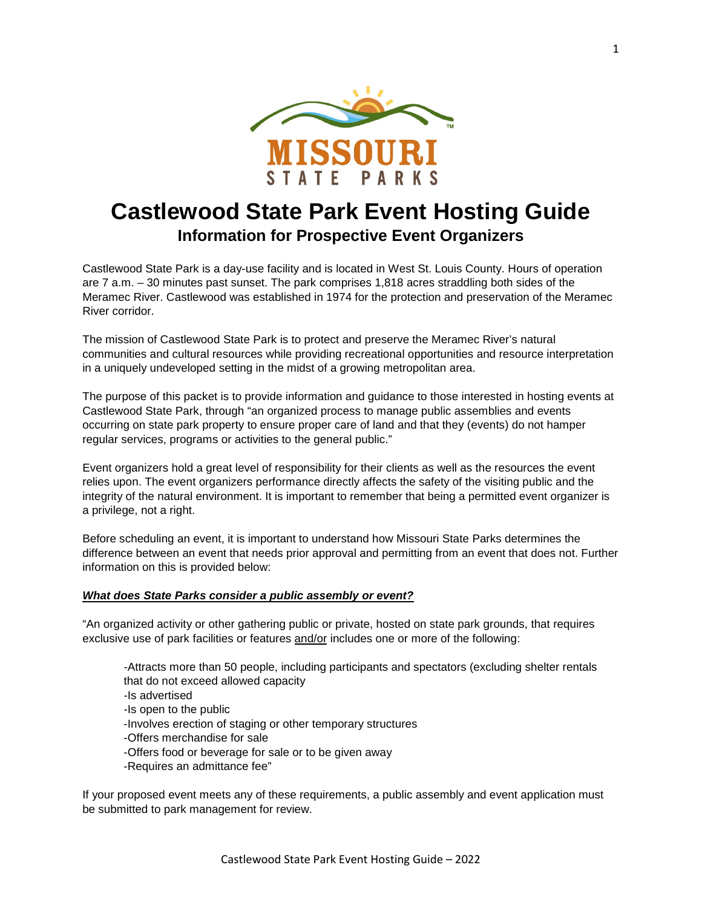# Castlewood State Park Event Hosting Guide

## Information for Prospective Event Organizers

Castlewood State Park is a day-use facility and is located in West St. Louis County. Hours of operation are 7 a.m. – 30 minutes past sunset. The park comprises 1,818 acres straddling both sides of the Meramec River. Castlewood was established in 1974 for the protection and preservation of the Meramec River corridor.

The mission of Castlewood State Park is to protect and preserve the Meramec River's natural communities and cultural resources while providing recreational opportunities and resource interpretation in a uniquely undeveloped setting in the midst of a growing metropolitan area.

The purpose of this packet is to provide information and guidance to those interested in hosting events at Castlewood State Park, through "an organized process to manage public assemblies and events occurring on state park property to ensure proper care of land and that they (events) do not hamper regular services, programs or activities to the general public."

Event organizers hold a great level of responsibility for their clients as well as the resources the event relies upon. The event organizers performance directly affects the safety of the visiting public and the integrity of the natural environment. It is important to remember that being a permitted event organizer is a privilege, not a right.

Before scheduling an event, it is important to understand how Missouri State Parks determines the difference between an event that needs prior approval and permitting from an event that does not. Further information on this is provided below:

***What does State Parks consider a public assembly or event?***

"An organized activity or other gathering public or private, hosted on state park grounds, that requires exclusive use of park facilities or features and/or includes one or more of the following:

- -Attracts more than 50 people, including participants and spectators (excluding shelter rentals that do not exceed allowed capacity
- -Is advertised
- -Is open to the public
- -Involves erection of staging or other temporary structures
- -Offers merchandise for sale
- -Offers food or beverage for sale or to be given away
- -Requires an admittance fee"

If your proposed event meets any of these requirements, a public assembly and event application must be submitted to park management for review.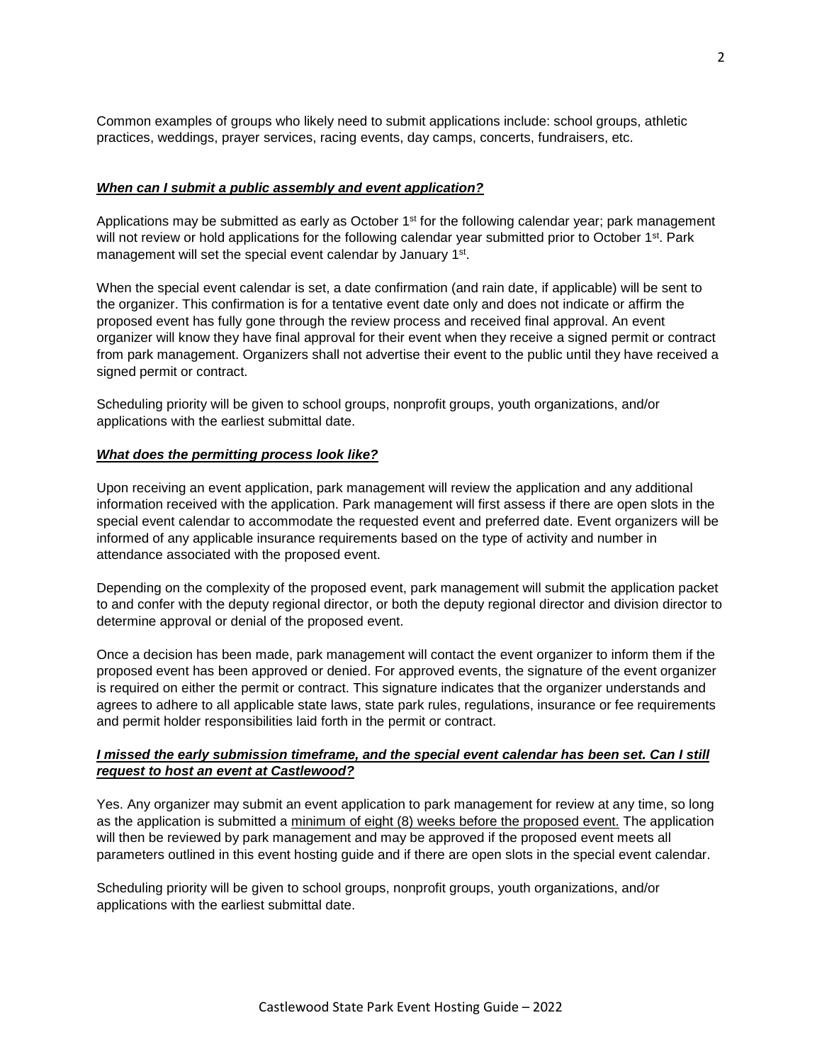Common examples of groups who likely need to submit applications include: school groups, athletic practices, weddings, prayer services, racing events, day camps, concerts, fundraisers, etc.

### ***When can I submit a public assembly and event application?***

Applications may be submitted as early as October 1st for the following calendar year; park management will not review or hold applications for the following calendar year submitted prior to October 1st. Park management will set the special event calendar by January 1st.

When the special event calendar is set, a date confirmation (and rain date, if applicable) will be sent to the organizer. This confirmation is for a tentative event date only and does not indicate or affirm the proposed event has fully gone through the review process and received final approval. An event organizer will know they have final approval for their event when they receive a signed permit or contract from park management. Organizers shall not advertise their event to the public until they have received a signed permit or contract.

Scheduling priority will be given to school groups, nonprofit groups, youth organizations, and/or applications with the earliest submittal date.

### ***What does the permitting process look like?***

Upon receiving an event application, park management will review the application and any additional information received with the application. Park management will first assess if there are open slots in the special event calendar to accommodate the requested event and preferred date. Event organizers will be informed of any applicable insurance requirements based on the type of activity and number in attendance associated with the proposed event.

Depending on the complexity of the proposed event, park management will submit the application packet to and confer with the deputy regional director, or both the deputy regional director and division director to determine approval or denial of the proposed event.

Once a decision has been made, park management will contact the event organizer to inform them if the proposed event has been approved or denied. For approved events, the signature of the event organizer is required on either the permit or contract. This signature indicates that the organizer understands and agrees to adhere to all applicable state laws, state park rules, regulations, insurance or fee requirements and permit holder responsibilities laid forth in the permit or contract.

### ***I missed the early submission timeframe, and the special event calendar has been set. Can I still request to host an event at Castlewood?***

Yes. Any organizer may submit an event application to park management for review at any time, so long as the application is submitted a minimum of eight (8) weeks before the proposed event. The application will then be reviewed by park management and may be approved if the proposed event meets all parameters outlined in this event hosting guide and if there are open slots in the special event calendar.

Scheduling priority will be given to school groups, nonprofit groups, youth organizations, and/or applications with the earliest submittal date.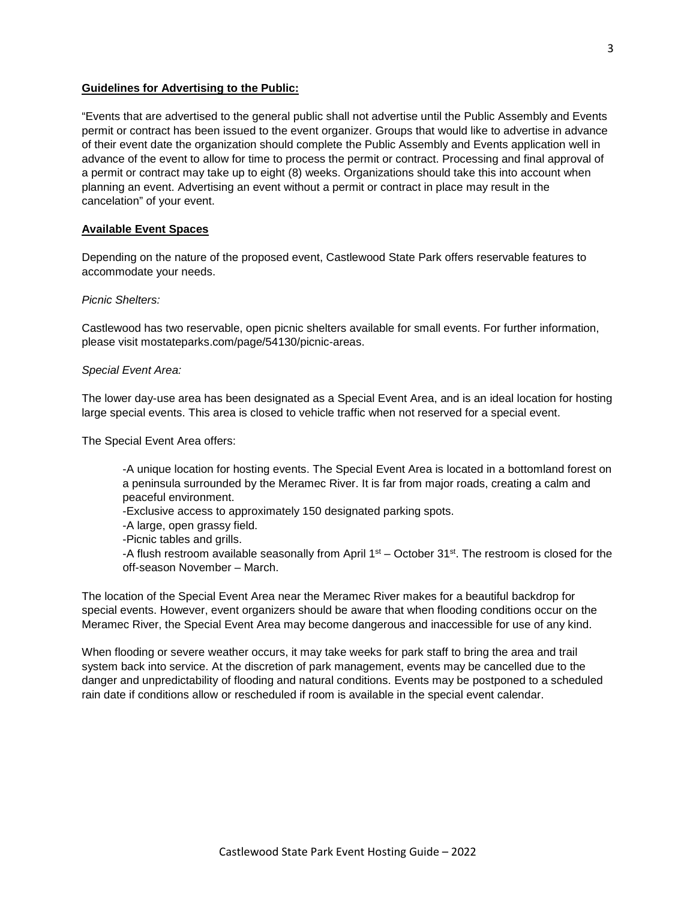**Guidelines for Advertising to the Public:**

"Events that are advertised to the general public shall not advertise until the Public Assembly and Events permit or contract has been issued to the event organizer. Groups that would like to advertise in advance of their event date the organization should complete the Public Assembly and Events application well in advance of the event to allow for time to process the permit or contract. Processing and final approval of a permit or contract may take up to eight (8) weeks. Organizations should take this into account when planning an event. Advertising an event without a permit or contract in place may result in the cancelation" of your event.

**Available Event Spaces**

Depending on the nature of the proposed event, Castlewood State Park offers reservable features to accommodate your needs.

*Picnic Shelters:*

Castlewood has two reservable, open picnic shelters available for small events. For further information, please visit mostateparks.com/page/54130/picnic-areas.

*Special Event Area:*

The lower day-use area has been designated as a Special Event Area, and is an ideal location for hosting large special events. This area is closed to vehicle traffic when not reserved for a special event.

The Special Event Area offers:

-A unique location for hosting events. The Special Event Area is located in a bottomland forest on a peninsula surrounded by the Meramec River. It is far from major roads, creating a calm and peaceful environment.
-Exclusive access to approximately 150 designated parking spots.
-A large, open grassy field.
-Picnic tables and grills.
-A flush restroom available seasonally from April 1st – October 31st. The restroom is closed for the off-season November – March.

The location of the Special Event Area near the Meramec River makes for a beautiful backdrop for special events. However, event organizers should be aware that when flooding conditions occur on the Meramec River, the Special Event Area may become dangerous and inaccessible for use of any kind.

When flooding or severe weather occurs, it may take weeks for park staff to bring the area and trail system back into service. At the discretion of park management, events may be cancelled due to the danger and unpredictability of flooding and natural conditions. Events may be postponed to a scheduled rain date if conditions allow or rescheduled if room is available in the special event calendar.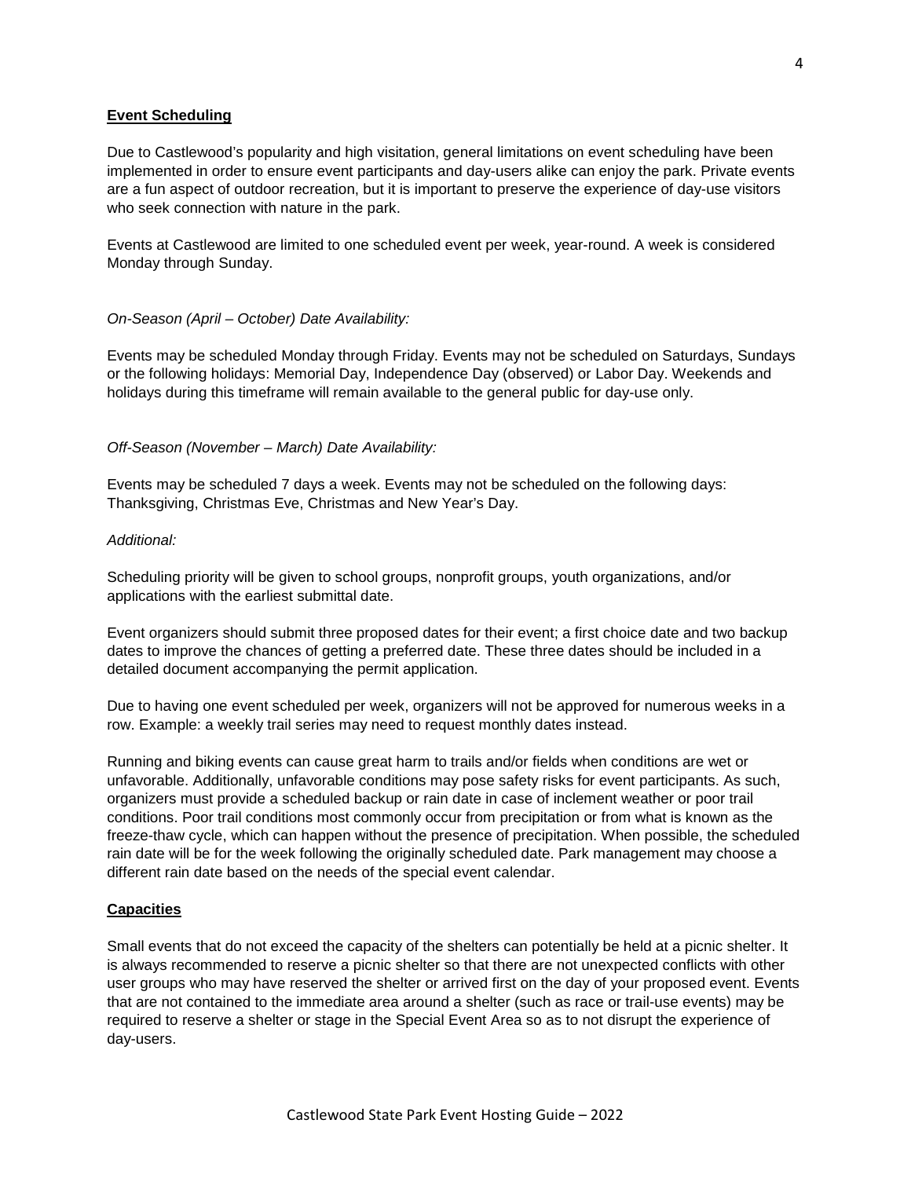## Event Scheduling

Due to Castlewood's popularity and high visitation, general limitations on event scheduling have been implemented in order to ensure event participants and day-users alike can enjoy the park. Private events are a fun aspect of outdoor recreation, but it is important to preserve the experience of day-use visitors who seek connection with nature in the park.

Events at Castlewood are limited to one scheduled event per week, year-round. A week is considered Monday through Sunday.

*On-Season (April – October) Date Availability:*

Events may be scheduled Monday through Friday. Events may not be scheduled on Saturdays, Sundays or the following holidays: Memorial Day, Independence Day (observed) or Labor Day. Weekends and holidays during this timeframe will remain available to the general public for day-use only.

*Off-Season (November – March) Date Availability:*

Events may be scheduled 7 days a week. Events may not be scheduled on the following days: Thanksgiving, Christmas Eve, Christmas and New Year's Day.

*Additional:*

Scheduling priority will be given to school groups, nonprofit groups, youth organizations, and/or applications with the earliest submittal date.

Event organizers should submit three proposed dates for their event; a first choice date and two backup dates to improve the chances of getting a preferred date. These three dates should be included in a detailed document accompanying the permit application.

Due to having one event scheduled per week, organizers will not be approved for numerous weeks in a row. Example: a weekly trail series may need to request monthly dates instead.

Running and biking events can cause great harm to trails and/or fields when conditions are wet or unfavorable. Additionally, unfavorable conditions may pose safety risks for event participants. As such, organizers must provide a scheduled backup or rain date in case of inclement weather or poor trail conditions. Poor trail conditions most commonly occur from precipitation or from what is known as the freeze-thaw cycle, which can happen without the presence of precipitation. When possible, the scheduled rain date will be for the week following the originally scheduled date. Park management may choose a different rain date based on the needs of the special event calendar.

## Capacities

Small events that do not exceed the capacity of the shelters can potentially be held at a picnic shelter. It is always recommended to reserve a picnic shelter so that there are not unexpected conflicts with other user groups who may have reserved the shelter or arrived first on the day of your proposed event. Events that are not contained to the immediate area around a shelter (such as race or trail-use events) may be required to reserve a shelter or stage in the Special Event Area so as to not disrupt the experience of day-users.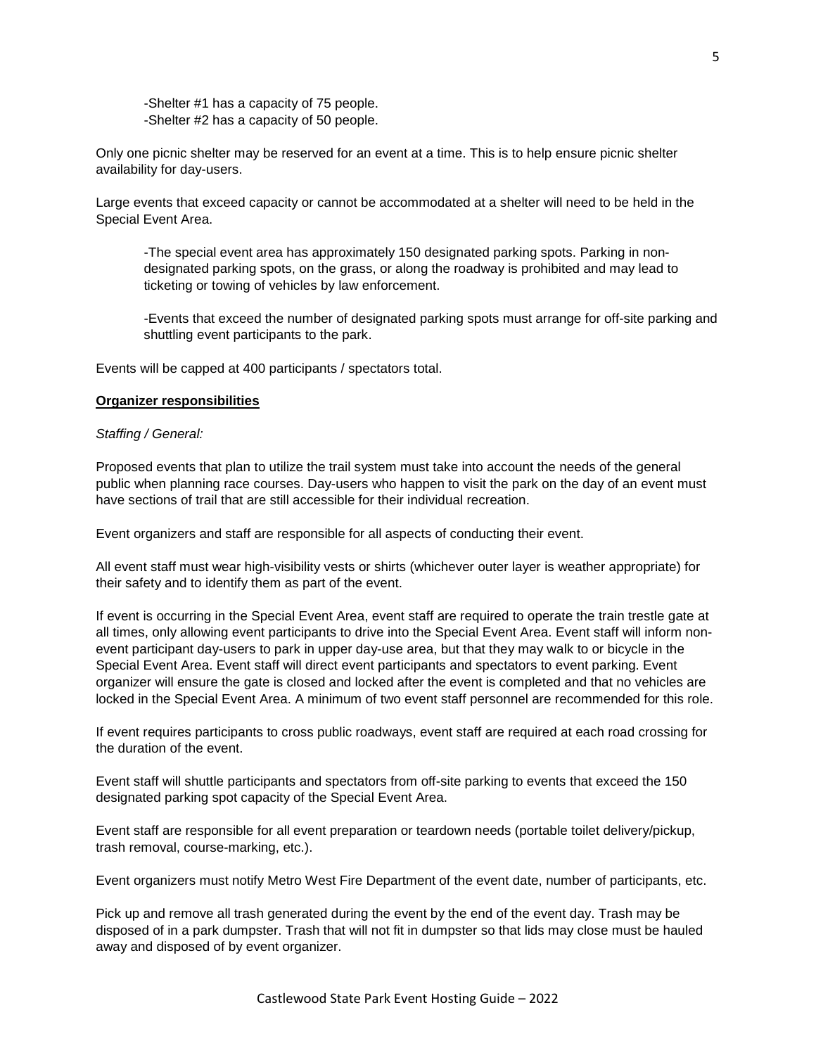-Shelter #1 has a capacity of 75 people.
-Shelter #2 has a capacity of 50 people.

Only one picnic shelter may be reserved for an event at a time. This is to help ensure picnic shelter availability for day-users.

Large events that exceed capacity or cannot be accommodated at a shelter will need to be held in the Special Event Area.

-The special event area has approximately 150 designated parking spots. Parking in non-designated parking spots, on the grass, or along the roadway is prohibited and may lead to ticketing or towing of vehicles by law enforcement.

-Events that exceed the number of designated parking spots must arrange for off-site parking and shuttling event participants to the park.

Events will be capped at 400 participants / spectators total.

**Organizer responsibilities**

*Staffing / General:*

Proposed events that plan to utilize the trail system must take into account the needs of the general public when planning race courses. Day-users who happen to visit the park on the day of an event must have sections of trail that are still accessible for their individual recreation.

Event organizers and staff are responsible for all aspects of conducting their event.

All event staff must wear high-visibility vests or shirts (whichever outer layer is weather appropriate) for their safety and to identify them as part of the event.

If event is occurring in the Special Event Area, event staff are required to operate the train trestle gate at all times, only allowing event participants to drive into the Special Event Area. Event staff will inform non-event participant day-users to park in upper day-use area, but that they may walk to or bicycle in the Special Event Area. Event staff will direct event participants and spectators to event parking. Event organizer will ensure the gate is closed and locked after the event is completed and that no vehicles are locked in the Special Event Area. A minimum of two event staff personnel are recommended for this role.

If event requires participants to cross public roadways, event staff are required at each road crossing for the duration of the event.

Event staff will shuttle participants and spectators from off-site parking to events that exceed the 150 designated parking spot capacity of the Special Event Area.

Event staff are responsible for all event preparation or teardown needs (portable toilet delivery/pickup, trash removal, course-marking, etc.).

Event organizers must notify Metro West Fire Department of the event date, number of participants, etc.

Pick up and remove all trash generated during the event by the end of the event day. Trash may be disposed of in a park dumpster. Trash that will not fit in dumpster so that lids may close must be hauled away and disposed of by event organizer.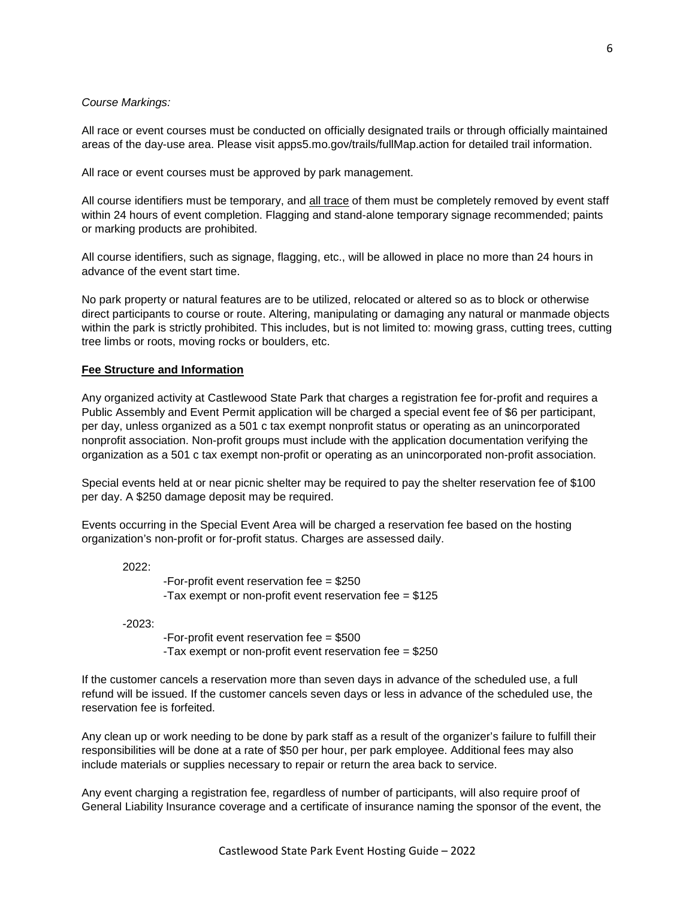*Course Markings:*

All race or event courses must be conducted on officially designated trails or through officially maintained areas of the day-use area. Please visit apps5.mo.gov/trails/fullMap.action for detailed trail information.

All race or event courses must be approved by park management.

All course identifiers must be temporary, and <u>all trace</u> of them must be completely removed by event staff within 24 hours of event completion. Flagging and stand-alone temporary signage recommended; paints or marking products are prohibited.

All course identifiers, such as signage, flagging, etc., will be allowed in place no more than 24 hours in advance of the event start time.

No park property or natural features are to be utilized, relocated or altered so as to block or otherwise direct participants to course or route. Altering, manipulating or damaging any natural or manmade objects within the park is strictly prohibited. This includes, but is not limited to: mowing grass, cutting trees, cutting tree limbs or roots, moving rocks or boulders, etc.

## Fee Structure and Information

Any organized activity at Castlewood State Park that charges a registration fee for-profit and requires a Public Assembly and Event Permit application will be charged a special event fee of $6 per participant, per day, unless organized as a 501 c tax exempt nonprofit status or operating as an unincorporated nonprofit association. Non-profit groups must include with the application documentation verifying the organization as a 501 c tax exempt non-profit or operating as an unincorporated non-profit association.

Special events held at or near picnic shelter may be required to pay the shelter reservation fee of $100 per day. A $250 damage deposit may be required.

Events occurring in the Special Event Area will be charged a reservation fee based on the hosting organization's non-profit or for-profit status. Charges are assessed daily.

2022:
- For-profit event reservation fee = $250
- Tax exempt or non-profit event reservation fee = $125

-2023:
- For-profit event reservation fee = $500
- Tax exempt or non-profit event reservation fee = $250

If the customer cancels a reservation more than seven days in advance of the scheduled use, a full refund will be issued. If the customer cancels seven days or less in advance of the scheduled use, the reservation fee is forfeited.

Any clean up or work needing to be done by park staff as a result of the organizer's failure to fulfill their responsibilities will be done at a rate of $50 per hour, per park employee. Additional fees may also include materials or supplies necessary to repair or return the area back to service.

Any event charging a registration fee, regardless of number of participants, will also require proof of General Liability Insurance coverage and a certificate of insurance naming the sponsor of the event, the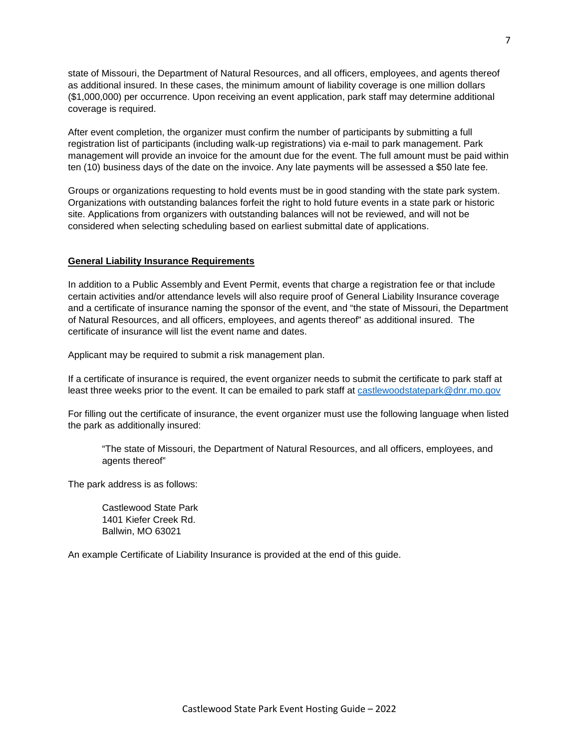state of Missouri, the Department of Natural Resources, and all officers, employees, and agents thereof as additional insured. In these cases, the minimum amount of liability coverage is one million dollars ($1,000,000) per occurrence. Upon receiving an event application, park staff may determine additional coverage is required.

After event completion, the organizer must confirm the number of participants by submitting a full registration list of participants (including walk-up registrations) via e-mail to park management. Park management will provide an invoice for the amount due for the event. The full amount must be paid within ten (10) business days of the date on the invoice. Any late payments will be assessed a $50 late fee.

Groups or organizations requesting to hold events must be in good standing with the state park system. Organizations with outstanding balances forfeit the right to hold future events in a state park or historic site. Applications from organizers with outstanding balances will not be reviewed, and will not be considered when selecting scheduling based on earliest submittal date of applications.

## General Liability Insurance Requirements

In addition to a Public Assembly and Event Permit, events that charge a registration fee or that include certain activities and/or attendance levels will also require proof of General Liability Insurance coverage and a certificate of insurance naming the sponsor of the event, and "the state of Missouri, the Department of Natural Resources, and all officers, employees, and agents thereof" as additional insured. The certificate of insurance will list the event name and dates.

Applicant may be required to submit a risk management plan.

If a certificate of insurance is required, the event organizer needs to submit the certificate to park staff at least three weeks prior to the event. It can be emailed to park staff at castlewoodstatepark@dnr.mo.gov

For filling out the certificate of insurance, the event organizer must use the following language when listed the park as additionally insured:

> "The state of Missouri, the Department of Natural Resources, and all officers, employees, and agents thereof"

The park address is as follows:

> Castlewood State Park
> 1401 Kiefer Creek Rd.
> Ballwin, MO 63021

An example Certificate of Liability Insurance is provided at the end of this guide.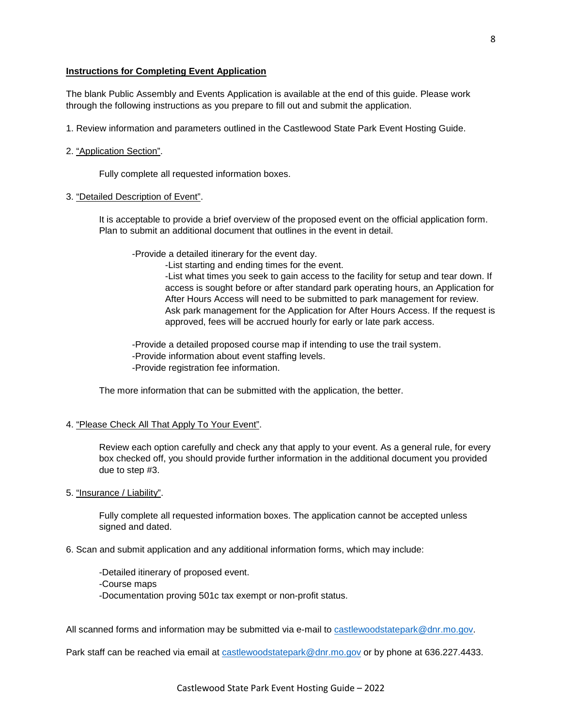**Instructions for Completing Event Application**

The blank Public Assembly and Events Application is available at the end of this guide. Please work through the following instructions as you prepare to fill out and submit the application.

1. Review information and parameters outlined in the Castlewood State Park Event Hosting Guide.

2. "Application Section".

    Fully complete all requested information boxes.

3. "Detailed Description of Event".

    It is acceptable to provide a brief overview of the proposed event on the official application form. Plan to submit an additional document that outlines in the event in detail.

    -Provide a detailed itinerary for the event day.
        -List starting and ending times for the event.
        -List what times you seek to gain access to the facility for setup and tear down. If access is sought before or after standard park operating hours, an Application for After Hours Access will need to be submitted to park management for review. Ask park management for the Application for After Hours Access. If the request is approved, fees will be accrued hourly for early or late park access.

    -Provide a detailed proposed course map if intending to use the trail system.
    -Provide information about event staffing levels.
    -Provide registration fee information.

    The more information that can be submitted with the application, the better.

4. "Please Check All That Apply To Your Event".

    Review each option carefully and check any that apply to your event. As a general rule, for every box checked off, you should provide further information in the additional document you provided due to step #3.

5. "Insurance / Liability".

    Fully complete all requested information boxes. The application cannot be accepted unless signed and dated.

6. Scan and submit application and any additional information forms, which may include:

    -Detailed itinerary of proposed event.
    -Course maps
    -Documentation proving 501c tax exempt or non-profit status.

All scanned forms and information may be submitted via e-mail to castlewoodstatepark@dnr.mo.gov.

Park staff can be reached via email at castlewoodstatepark@dnr.mo.gov or by phone at 636.227.4433.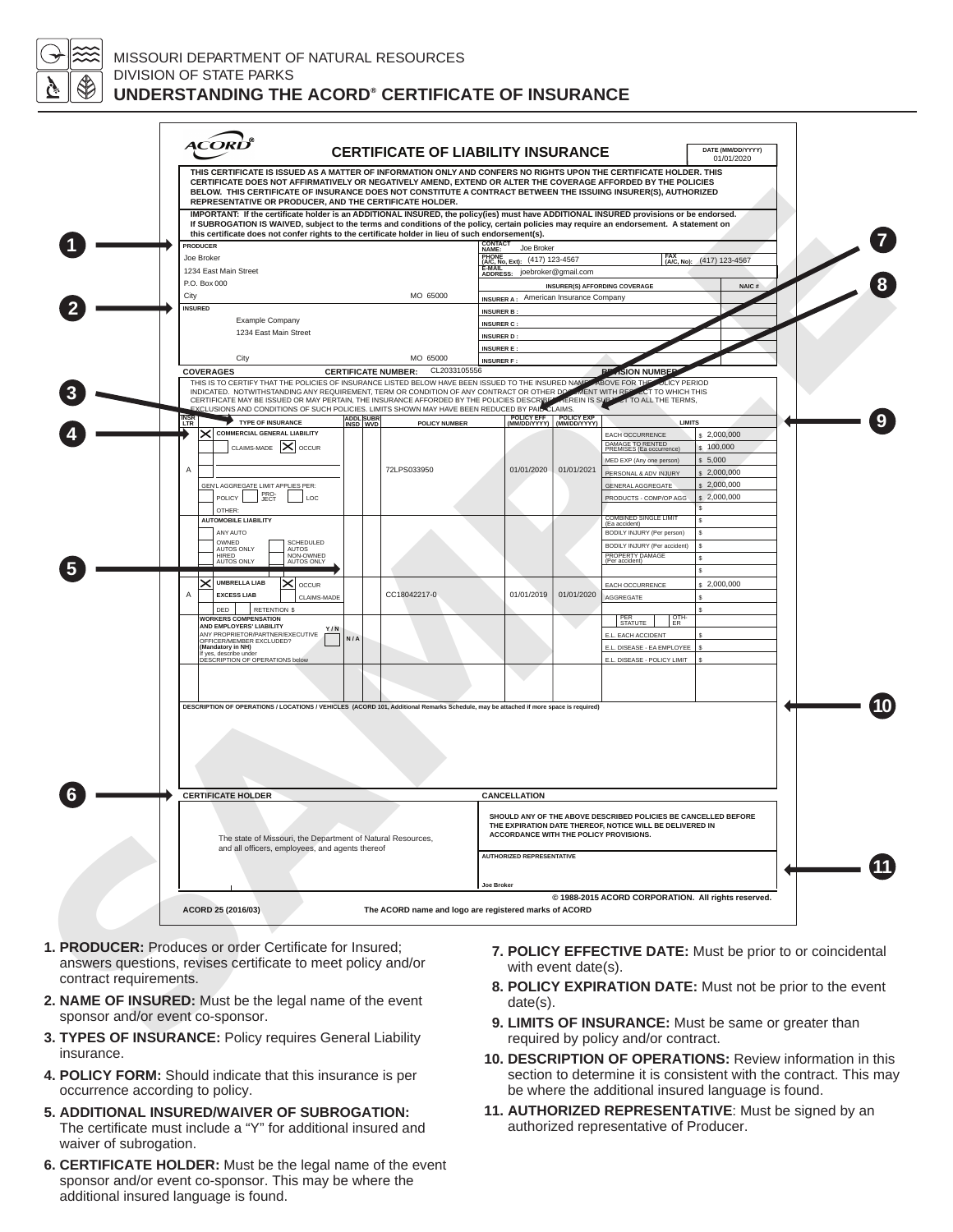MISSOURI DEPARTMENT OF NATURAL RESOURCES
DIVISION OF STATE PARKS

# UNDERSTANDING THE ACORD® CERTIFICATE OF INSURANCE

## CERTIFICATE OF LIABILITY INSURANCE

DATE (MM/DD/YYYY): 01/01/2020

THIS CERTIFICATE IS ISSUED AS A MATTER OF INFORMATION ONLY AND CONFERS NO RIGHTS UPON THE CERTIFICATE HOLDER. THIS CERTIFICATE DOES NOT AFFIRMATIVELY OR NEGATIVELY AMEND, EXTEND OR ALTER THE COVERAGE AFFORDED BY THE POLICIES BELOW. THIS CERTIFICATE OF INSURANCE DOES NOT CONSTITUTE A CONTRACT BETWEEN THE ISSUING INSURER(S), AUTHORIZED REPRESENTATIVE OR PRODUCER, AND THE CERTIFICATE HOLDER.

IMPORTANT: If the certificate holder is an ADDITIONAL INSURED, the policy(ies) must have ADDITIONAL INSURED provisions or be endorsed. If SUBROGATION IS WAIVED, subject to the terms and conditions of the policy, certain policies may require an endorsement. A statement on this certificate does not confer rights to the certificate holder in lieu of such endorsement(s).

**(1) PRODUCER**
Joe Broker
1234 East Main Street
P.O. Box 000
City MO 65000

CONTACT NAME: Joe Broker
PHONE (A/C, No, Ext): (417) 123-4567 FAX (A/C, No): (417) 123-4567
E-MAIL ADDRESS: joebroker@gmail.com

| INSURER(S) AFFORDING COVERAGE | NAIC # |
|---|---|
| INSURER A: American Insurance Company | |
| INSURER B: | |
| INSURER C: | |
| INSURER D: | |
| INSURER E: | |
| INSURER F: | |

**(2) INSURED**
Example Company
1234 East Main Street
City MO 65000

**COVERAGES** CERTIFICATE NUMBER: CL2033105556 REVISION NUMBER:

THIS IS TO CERTIFY THAT THE POLICIES OF INSURANCE LISTED BELOW HAVE BEEN ISSUED TO THE INSURED NAMED ABOVE FOR THE POLICY PERIOD INDICATED. NOTWITHSTANDING ANY REQUIREMENT, TERM OR CONDITION OF ANY CONTRACT OR OTHER DOCUMENT WITH RESPECT TO WHICH THIS CERTIFICATE MAY BE ISSUED OR MAY PERTAIN, THE INSURANCE AFFORDED BY THE POLICIES DESCRIBED HEREIN IS SUBJECT TO ALL THE TERMS, EXCLUSIONS AND CONDITIONS OF SUCH POLICIES. LIMITS SHOWN MAY HAVE BEEN REDUCED BY PAID CLAIMS.

| INSR LTR | TYPE OF INSURANCE | ADDL INSD | SUBR WVD | POLICY NUMBER | POLICY EFF (MM/DD/YYYY) | POLICY EXP (MM/DD/YYYY) | LIMITS | |
|---|---|---|---|---|---|---|---|---|
| A | [X] COMMERCIAL GENERAL LIABILITY; CLAIMS-MADE [X] OCCUR; GEN'L AGGREGATE LIMIT APPLIES PER: POLICY / PRO-JECT / LOC; OTHER: | | | 72LPS033950 | 01/01/2020 | 01/01/2021 | EACH OCCURRENCE | $ 2,000,000 |
| | | | | | | | DAMAGE TO RENTED PREMISES (Ea occurrence) | $ 100,000 |
| | | | | | | | MED EXP (Any one person) | $ 5,000 |
| | | | | | | | PERSONAL & ADV INJURY | $ 2,000,000 |
| | | | | | | | GENERAL AGGREGATE | $ 2,000,000 |
| | | | | | | | PRODUCTS - COMP/OP AGG | $ 2,000,000 |
| | | | | | | | | $ |
| | AUTOMOBILE LIABILITY: ANY AUTO; OWNED AUTOS ONLY; SCHEDULED AUTOS; HIRED AUTOS ONLY; NON-OWNED AUTOS ONLY | | | | | | COMBINED SINGLE LIMIT (Ea accident) | $ |
| | | | | | | | BODILY INJURY (Per person) | $ |
| | | | | | | | BODILY INJURY (Per accident) | $ |
| | | | | | | | PROPERTY DAMAGE (Per accident) | $ |
| | | | | | | | | $ |
| A | [X] UMBRELLA LIAB [X] OCCUR; EXCESS LIAB CLAIMS-MADE; DED RETENTION $ | | | CC18042217-0 | 01/01/2019 | 01/01/2020 | EACH OCCURRENCE | $ 2,000,000 |
| | | | | | | | AGGREGATE | $ |
| | | | | | | | | $ |
| | WORKERS COMPENSATION AND EMPLOYERS' LIABILITY Y/N; ANY PROPRIETOR/PARTNER/EXECUTIVE OFFICER/MEMBER EXCLUDED? (Mandatory in NH) N/A; If yes, describe under DESCRIPTION OF OPERATIONS below | | | | | | PER STATUTE / OTH-ER | |
| | | | | | | | E.L. EACH ACCIDENT | $ |
| | | | | | | | E.L. DISEASE - EA EMPLOYEE | $ |
| | | | | | | | E.L. DISEASE - POLICY LIMIT | $ |

**(10) DESCRIPTION OF OPERATIONS / LOCATIONS / VEHICLES** (ACORD 101, Additional Remarks Schedule, may be attached if more space is required)

**(6) CERTIFICATE HOLDER**
The state of Missouri, the Department of Natural Resources, and all officers, employees, and agents thereof

**CANCELLATION**
SHOULD ANY OF THE ABOVE DESCRIBED POLICIES BE CANCELLED BEFORE THE EXPIRATION DATE THEREOF, NOTICE WILL BE DELIVERED IN ACCORDANCE WITH THE POLICY PROVISIONS.

**(11) AUTHORIZED REPRESENTATIVE**
Joe Broker

© 1988-2015 ACORD CORPORATION. All rights reserved.
ACORD 25 (2016/03) The ACORD name and logo are registered marks of ACORD

SAMPLE

1. **PRODUCER:** Produces or order Certificate for Insured; answers questions, revises certificate to meet policy and/or contract requirements.
2. **NAME OF INSURED:** Must be the legal name of the event sponsor and/or event co-sponsor.
3. **TYPES OF INSURANCE:** Policy requires General Liability insurance.
4. **POLICY FORM:** Should indicate that this insurance is per occurrence according to policy.
5. **ADDITIONAL INSURED/WAIVER OF SUBROGATION:** The certificate must include a "Y" for additional insured and waiver of subrogation.
6. **CERTIFICATE HOLDER:** Must be the legal name of the event sponsor and/or event co-sponsor. This may be where the additional insured language is found.
7. **POLICY EFFECTIVE DATE:** Must be prior to or coincidental with event date(s).
8. **POLICY EXPIRATION DATE:** Must not be prior to the event date(s).
9. **LIMITS OF INSURANCE:** Must be same or greater than required by policy and/or contract.
10. **DESCRIPTION OF OPERATIONS:** Review information in this section to determine it is consistent with the contract. This may be where the additional insured language is found.
11. **AUTHORIZED REPRESENTATIVE**: Must be signed by an authorized representative of Producer.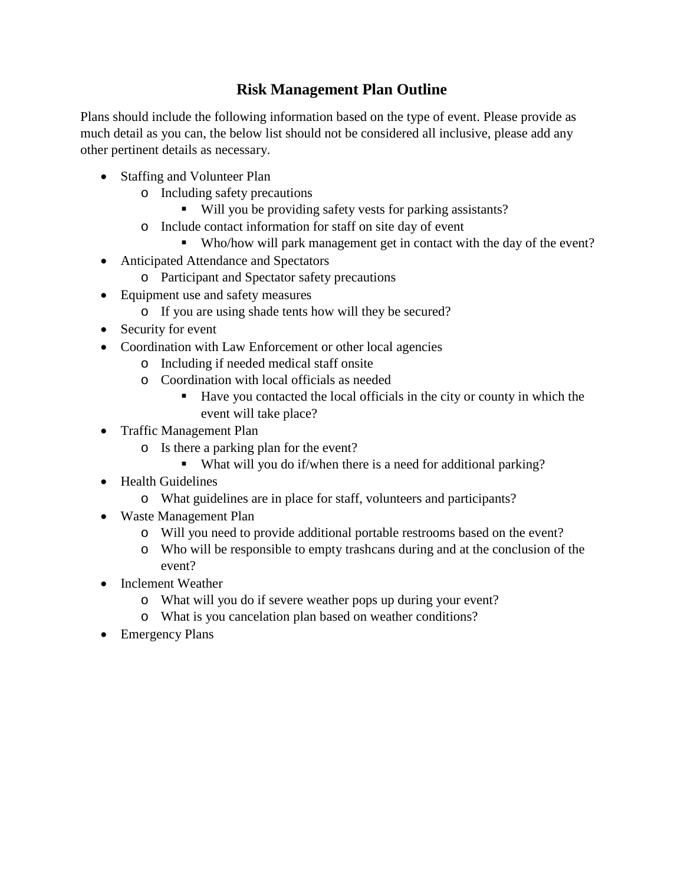# Risk Management Plan Outline

Plans should include the following information based on the type of event. Please provide as much detail as you can, the below list should not be considered all inclusive, please add any other pertinent details as necessary.

- Staffing and Volunteer Plan
  - Including safety precautions
    - Will you be providing safety vests for parking assistants?
  - Include contact information for staff on site day of event
    - Who/how will park management get in contact with the day of the event?
- Anticipated Attendance and Spectators
  - Participant and Spectator safety precautions
- Equipment use and safety measures
  - If you are using shade tents how will they be secured?
- Security for event
- Coordination with Law Enforcement or other local agencies
  - Including if needed medical staff onsite
  - Coordination with local officials as needed
    - Have you contacted the local officials in the city or county in which the event will take place?
- Traffic Management Plan
  - Is there a parking plan for the event?
    - What will you do if/when there is a need for additional parking?
- Health Guidelines
  - What guidelines are in place for staff, volunteers and participants?
- Waste Management Plan
  - Will you need to provide additional portable restrooms based on the event?
  - Who will be responsible to empty trashcans during and at the conclusion of the event?
- Inclement Weather
  - What will you do if severe weather pops up during your event?
  - What is you cancelation plan based on weather conditions?
- Emergency Plans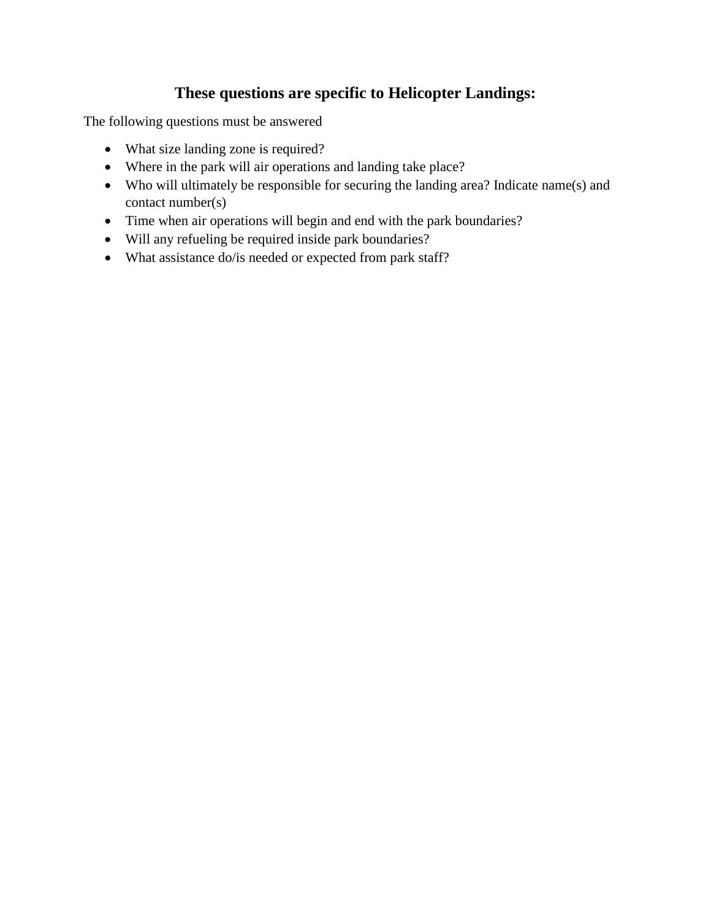## These questions are specific to Helicopter Landings:

The following questions must be answered

- What size landing zone is required?
- Where in the park will air operations and landing take place?
- Who will ultimately be responsible for securing the landing area? Indicate name(s) and contact number(s)
- Time when air operations will begin and end with the park boundaries?
- Will any refueling be required inside park boundaries?
- What assistance do/is needed or expected from park staff?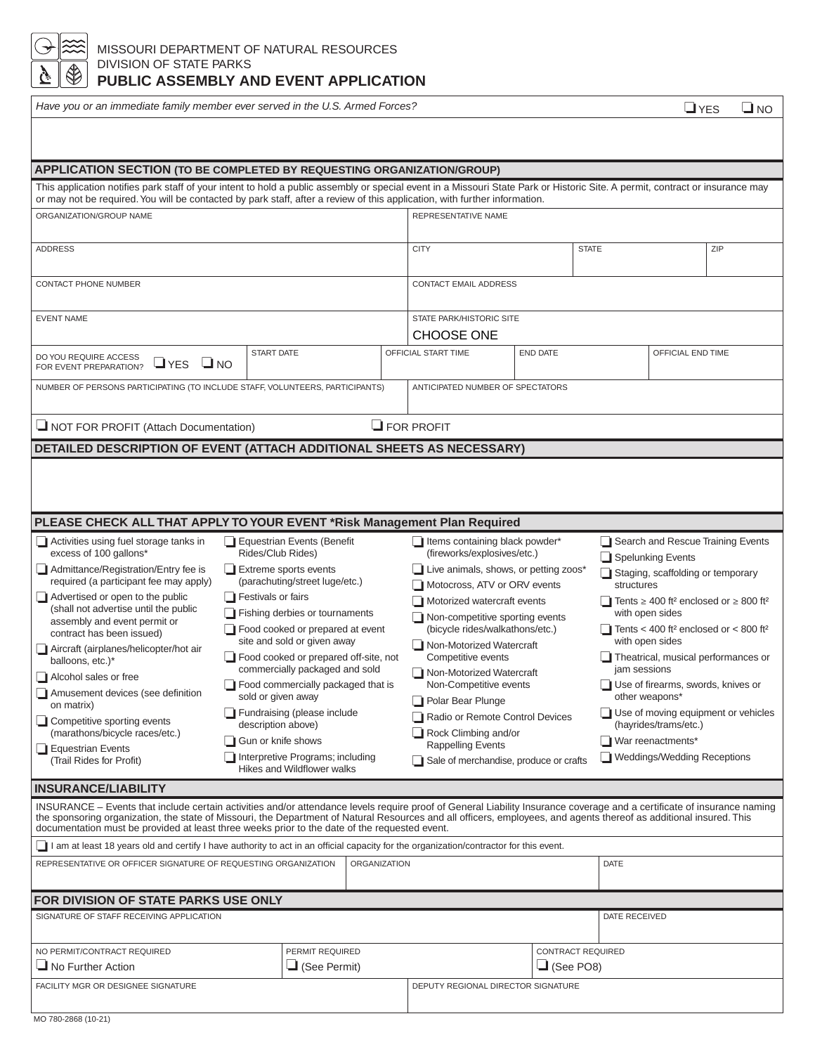MISSOURI DEPARTMENT OF NATURAL RESOURCES
DIVISION OF STATE PARKS

# PUBLIC ASSEMBLY AND EVENT APPLICATION

*Have you or an immediate family member ever served in the U.S. Armed Forces?* ❑ YES ❑ NO

## APPLICATION SECTION (TO BE COMPLETED BY REQUESTING ORGANIZATION/GROUP)

This application notifies park staff of your intent to hold a public assembly or special event in a Missouri State Park or Historic Site. A permit, contract or insurance may or may not be required. You will be contacted by park staff, after a review of this application, with further information.

| | | | |
|---|---|---|---|
| ORGANIZATION/GROUP NAME | REPRESENTATIVE NAME | | |
| ADDRESS | CITY | STATE | ZIP |
| CONTACT PHONE NUMBER | CONTACT EMAIL ADDRESS | | |
| EVENT NAME | STATE PARK/HISTORIC SITE<br>CHOOSE ONE | | |

| | | | | |
|---|---|---|---|---|
| DO YOU REQUIRE ACCESS FOR EVENT PREPARATION? ❑ YES ❑ NO | START DATE | OFFICIAL START TIME | END DATE | OFFICIAL END TIME |

| | |
|---|---|
| NUMBER OF PERSONS PARTICIPATING (TO INCLUDE STAFF, VOLUNTEERS, PARTICIPANTS) | ANTICIPATED NUMBER OF SPECTATORS |

❑ NOT FOR PROFIT (Attach Documentation) ❑ FOR PROFIT

## DETAILED DESCRIPTION OF EVENT (ATTACH ADDITIONAL SHEETS AS NECESSARY)

## PLEASE CHECK ALL THAT APPLY TO YOUR EVENT *Risk Management Plan Required

- ❑ Activities using fuel storage tanks in excess of 100 gallons*
- ❑ Admittance/Registration/Entry fee is required (a participant fee may apply)
- ❑ Advertised or open to the public (shall not advertise until the public assembly and event permit or contract has been issued)
- ❑ Aircraft (airplanes/helicopter/hot air balloons, etc.)*
- ❑ Alcohol sales or free
- ❑ Amusement devices (see definition on matrix)
- ❑ Competitive sporting events (marathons/bicycle races/etc.)
- ❑ Equestrian Events (Trail Rides for Profit)
- ❑ Equestrian Events (Benefit Rides/Club Rides)
- ❑ Extreme sports events (parachuting/street luge/etc.)
- ❑ Festivals or fairs
- ❑ Fishing derbies or tournaments
- ❑ Food cooked or prepared at event site and sold or given away
- ❑ Food cooked or prepared off-site, not commercially packaged and sold
- ❑ Food commercially packaged that is sold or given away
- ❑ Fundraising (please include description above)
- ❑ Gun or knife shows
- ❑ Interpretive Programs; including Hikes and Wildflower walks
- ❑ Items containing black powder* (fireworks/explosives/etc.)
- ❑ Live animals, shows, or petting zoos*
- ❑ Motocross, ATV or ORV events
- ❑ Motorized watercraft events
- ❑ Non-competitive sporting events (bicycle rides/walkathons/etc.)
- ❑ Non-Motorized Watercraft Competitive events
- ❑ Non-Motorized Watercraft Non-Competitive events
- ❑ Polar Bear Plunge
- ❑ Radio or Remote Control Devices
- ❑ Rock Climbing and/or Rappelling Events
- ❑ Sale of merchandise, produce or crafts
- ❑ Search and Rescue Training Events
- ❑ Spelunking Events
- ❑ Staging, scaffolding or temporary structures
- ❑ Tents ≥ 400 ft² enclosed or ≥ 800 ft² with open sides
- ❑ Tents < 400 ft² enclosed or < 800 ft² with open sides
- ❑ Theatrical, musical performances or jam sessions
- ❑ Use of firearms, swords, knives or other weapons*
- ❑ Use of moving equipment or vehicles (hayrides/trams/etc.)
- ❑ War reenactments*
- ❑ Weddings/Wedding Receptions

## INSURANCE/LIABILITY

INSURANCE – Events that include certain activities and/or attendance levels require proof of General Liability Insurance coverage and a certificate of insurance naming the sponsoring organization, the state of Missouri, the Department of Natural Resources and all officers, employees, and agents thereof as additional insured. This documentation must be provided at least three weeks prior to the date of the requested event.

❑ I am at least 18 years old and certify I have authority to act in an official capacity for the organization/contractor for this event.

| | | |
|---|---|---|
| REPRESENTATIVE OR OFFICER SIGNATURE OF REQUESTING ORGANIZATION | ORGANIZATION | DATE |

## FOR DIVISION OF STATE PARKS USE ONLY

| | |
|---|---|
| SIGNATURE OF STAFF RECEIVING APPLICATION | DATE RECEIVED |

| | | |
|---|---|---|
| NO PERMIT/CONTRACT REQUIRED<br>❑ No Further Action | PERMIT REQUIRED<br>❑ (See Permit) | CONTRACT REQUIRED<br>❑ (See PO8) |

| | |
|---|---|
| FACILITY MGR OR DESIGNEE SIGNATURE | DEPUTY REGIONAL DIRECTOR SIGNATURE |

MO 780-2868 (10-21)